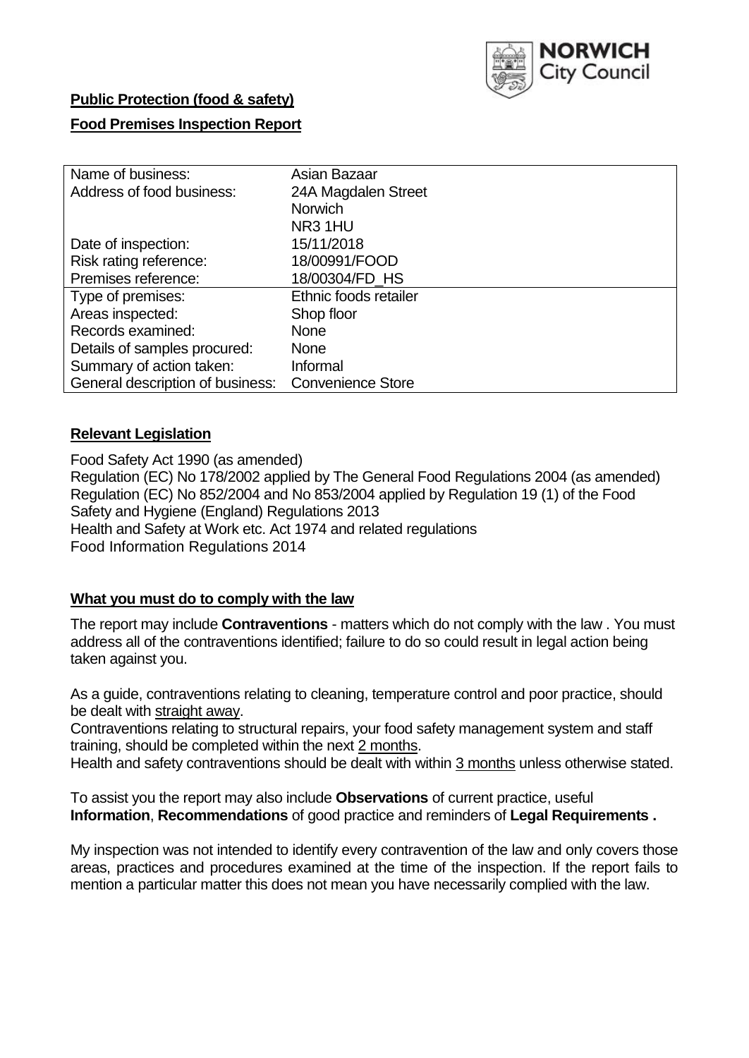NORWICH City Council

**Public Protection (food & safety)**

**Food Premises Inspection Report**

| | |
|---|---|
| Name of business: | Asian Bazaar |
| Address of food business: | 24A Magdalen Street<br>Norwich<br>NR3 1HU |
| Date of inspection: | 15/11/2018 |
| Risk rating reference: | 18/00991/FOOD |
| Premises reference: | 18/00304/FD_HS |
| Type of premises: | Ethnic foods retailer |
| Areas inspected: | Shop floor |
| Records examined: | None |
| Details of samples procured: | None |
| Summary of action taken: | Informal |
| General description of business: | Convenience Store |

## Relevant Legislation

Food Safety Act 1990 (as amended)
Regulation (EC) No 178/2002 applied by The General Food Regulations 2004 (as amended)
Regulation (EC) No 852/2004 and No 853/2004 applied by Regulation 19 (1) of the Food Safety and Hygiene (England) Regulations 2013
Health and Safety at Work etc. Act 1974 and related regulations
Food Information Regulations 2014

## What you must do to comply with the law

The report may include **Contraventions** - matters which do not comply with the law . You must address all of the contraventions identified; failure to do so could result in legal action being taken against you.

As a guide, contraventions relating to cleaning, temperature control and poor practice, should be dealt with straight away.

Contraventions relating to structural repairs, your food safety management system and staff training, should be completed within the next 2 months.

Health and safety contraventions should be dealt with within 3 months unless otherwise stated.

To assist you the report may also include **Observations** of current practice, useful **Information**, **Recommendations** of good practice and reminders of **Legal Requirements .**

My inspection was not intended to identify every contravention of the law and only covers those areas, practices and procedures examined at the time of the inspection. If the report fails to mention a particular matter this does not mean you have necessarily complied with the law.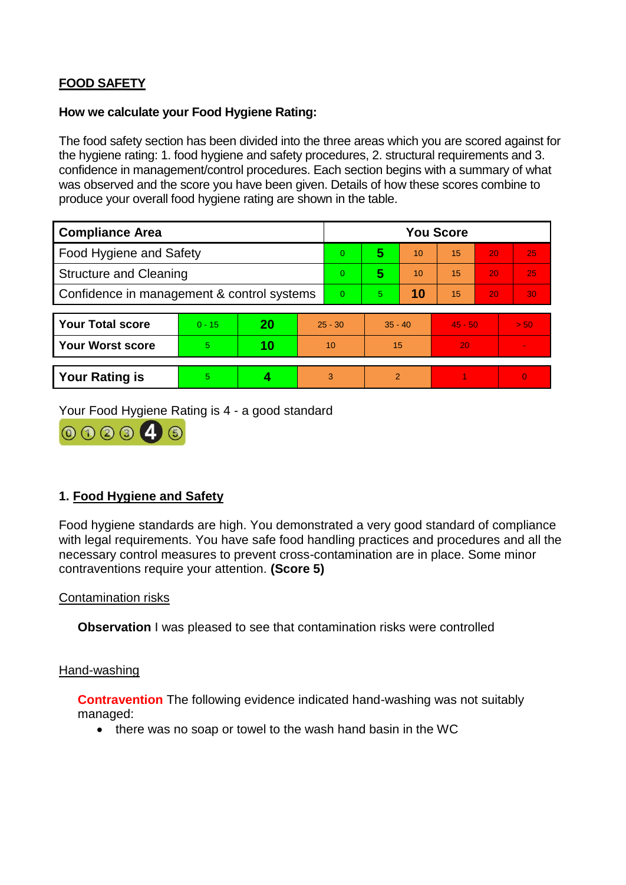## FOOD SAFETY

**How we calculate your Food Hygiene Rating:**

The food safety section has been divided into the three areas which you are scored against for the hygiene rating: 1. food hygiene and safety procedures, 2. structural requirements and 3. confidence in management/control procedures. Each section begins with a summary of what was observed and the score you have been given. Details of how these scores combine to produce your overall food hygiene rating are shown in the table.

| Compliance Area | You Score | | | | | |
|---|---|---|---|---|---|---|
| Food Hygiene and Safety | 0 | **5** | 10 | 15 | 20 | 25 |
| Structure and Cleaning | 0 | **5** | 10 | 15 | 20 | 25 |
| Confidence in management & control systems | 0 | 5 | **10** | 15 | 20 | 30 |

| | | | | | | |
|---|---|---|---|---|---|---|
| **Your Total score** | 0 - 15 | **20** | 25 - 30 | 35 - 40 | 45 - 50 | > 50 |
| **Your Worst score** | 5 | **10** | 10 | 15 | 20 | - |

| | | | | | | |
|---|---|---|---|---|---|---|
| **Your Rating is** | 5 | **4** | 3 | 2 | 1 | 0 |

Your Food Hygiene Rating is 4 - a good standard

0 1 2 3 **4** 5

### 1. Food Hygiene and Safety

Food hygiene standards are high. You demonstrated a very good standard of compliance with legal requirements. You have safe food handling practices and procedures and all the necessary control measures to prevent cross-contamination are in place. Some minor contraventions require your attention. **(Score 5)**

Contamination risks

**Observation** I was pleased to see that contamination risks were controlled

Hand-washing

**Contravention** The following evidence indicated hand-washing was not suitably managed:

- there was no soap or towel to the wash hand basin in the WC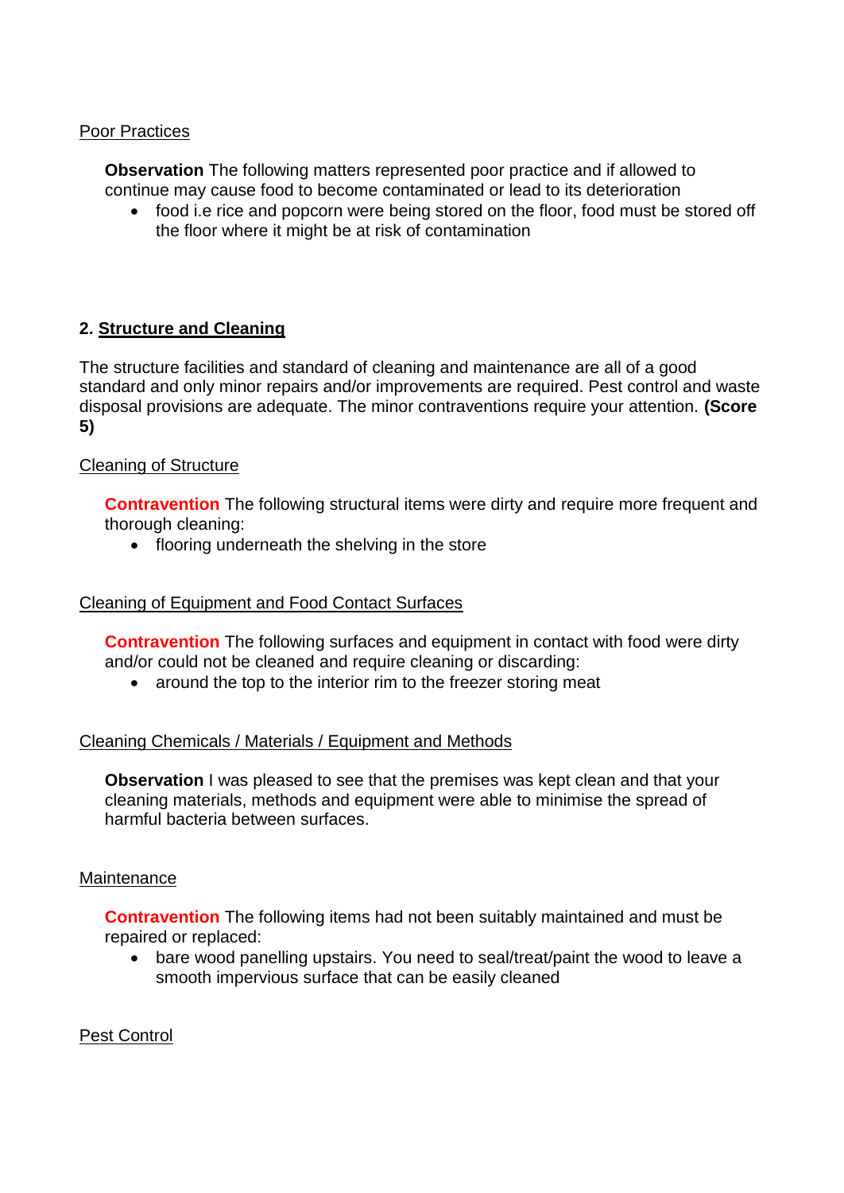Poor Practices

**Observation** The following matters represented poor practice and if allowed to continue may cause food to become contaminated or lead to its deterioration

- food i.e rice and popcorn were being stored on the floor, food must be stored off the floor where it might be at risk of contamination

## 2. Structure and Cleaning

The structure facilities and standard of cleaning and maintenance are all of a good standard and only minor repairs and/or improvements are required. Pest control and waste disposal provisions are adequate. The minor contraventions require your attention. **(Score 5)**

Cleaning of Structure

**Contravention** The following structural items were dirty and require more frequent and thorough cleaning:

- flooring underneath the shelving in the store

Cleaning of Equipment and Food Contact Surfaces

**Contravention** The following surfaces and equipment in contact with food were dirty and/or could not be cleaned and require cleaning or discarding:

- around the top to the interior rim to the freezer storing meat

Cleaning Chemicals / Materials / Equipment and Methods

**Observation** I was pleased to see that the premises was kept clean and that your cleaning materials, methods and equipment were able to minimise the spread of harmful bacteria between surfaces.

Maintenance

**Contravention** The following items had not been suitably maintained and must be repaired or replaced:

- bare wood panelling upstairs. You need to seal/treat/paint the wood to leave a smooth impervious surface that can be easily cleaned

Pest Control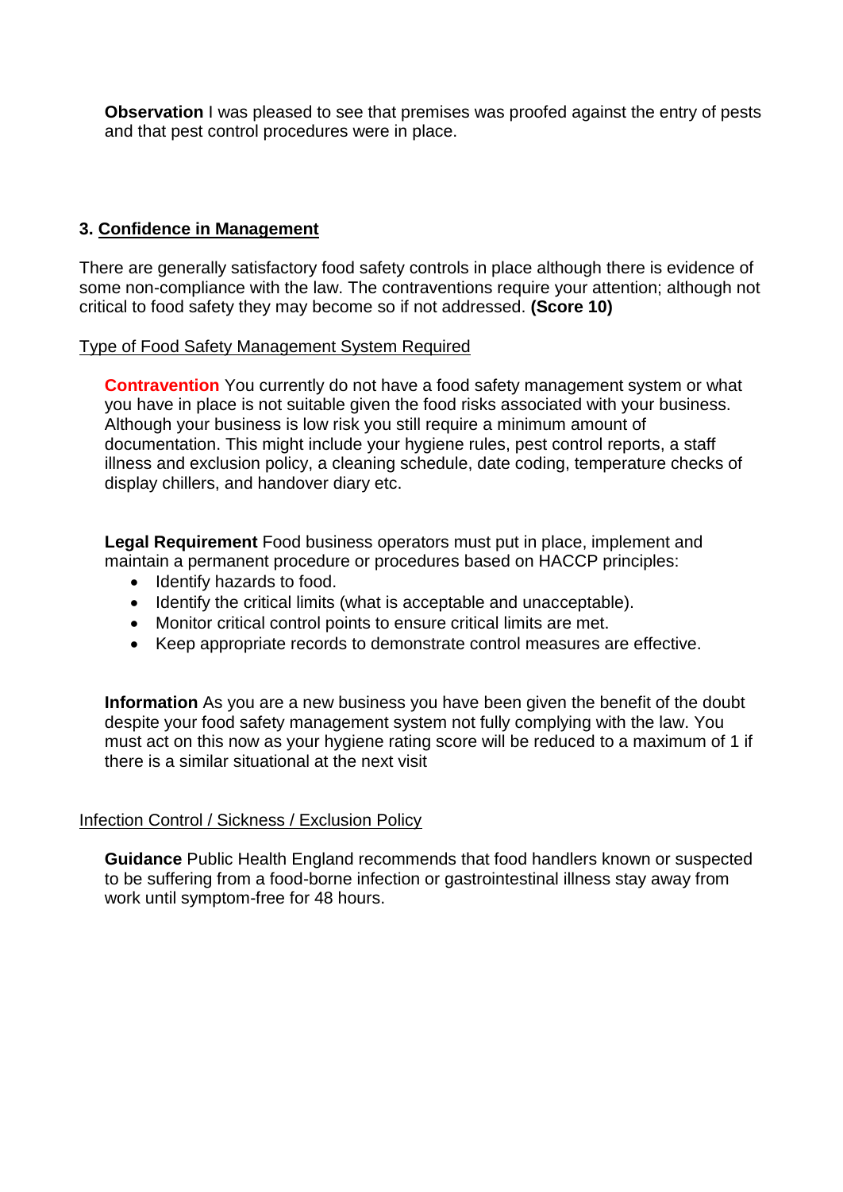**Observation** I was pleased to see that premises was proofed against the entry of pests and that pest control procedures were in place.

### 3. Confidence in Management

There are generally satisfactory food safety controls in place although there is evidence of some non-compliance with the law. The contraventions require your attention; although not critical to food safety they may become so if not addressed. **(Score 10)**

Type of Food Safety Management System Required

**Contravention** You currently do not have a food safety management system or what you have in place is not suitable given the food risks associated with your business. Although your business is low risk you still require a minimum amount of documentation. This might include your hygiene rules, pest control reports, a staff illness and exclusion policy, a cleaning schedule, date coding, temperature checks of display chillers, and handover diary etc.

**Legal Requirement** Food business operators must put in place, implement and maintain a permanent procedure or procedures based on HACCP principles:

- Identify hazards to food.
- Identify the critical limits (what is acceptable and unacceptable).
- Monitor critical control points to ensure critical limits are met.
- Keep appropriate records to demonstrate control measures are effective.

**Information** As you are a new business you have been given the benefit of the doubt despite your food safety management system not fully complying with the law. You must act on this now as your hygiene rating score will be reduced to a maximum of 1 if there is a similar situational at the next visit

Infection Control / Sickness / Exclusion Policy

**Guidance** Public Health England recommends that food handlers known or suspected to be suffering from a food-borne infection or gastrointestinal illness stay away from work until symptom-free for 48 hours.